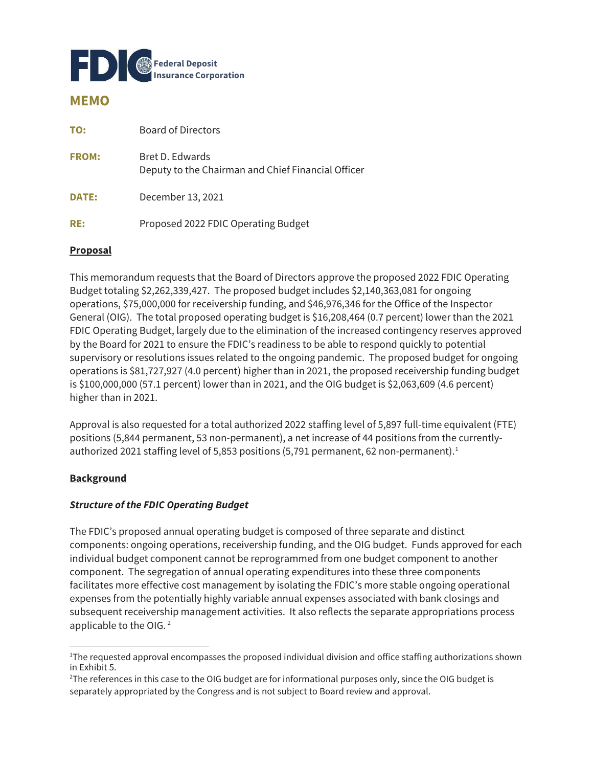# FDIC Federal Deposit Insurance Corporation

## MEMO

**TO:** Board of Directors

**FROM:** Bret D. Edwards
Deputy to the Chairman and Chief Financial Officer

**DATE:** December 13, 2021

**RE:** Proposed 2022 FDIC Operating Budget

**Proposal**

This memorandum requests that the Board of Directors approve the proposed 2022 FDIC Operating Budget totaling $2,262,339,427. The proposed budget includes $2,140,363,081 for ongoing operations, $75,000,000 for receivership funding, and $46,976,346 for the Office of the Inspector General (OIG). The total proposed operating budget is $16,208,464 (0.7 percent) lower than the 2021 FDIC Operating Budget, largely due to the elimination of the increased contingency reserves approved by the Board for 2021 to ensure the FDIC's readiness to be able to respond quickly to potential supervisory or resolutions issues related to the ongoing pandemic. The proposed budget for ongoing operations is $81,727,927 (4.0 percent) higher than in 2021, the proposed receivership funding budget is $100,000,000 (57.1 percent) lower than in 2021, and the OIG budget is $2,063,609 (4.6 percent) higher than in 2021.

Approval is also requested for a total authorized 2022 staffing level of 5,897 full-time equivalent (FTE) positions (5,844 permanent, 53 non-permanent), a net increase of 44 positions from the currently-authorized 2021 staffing level of 5,853 positions (5,791 permanent, 62 non-permanent).[1]

**Background**

***Structure of the FDIC Operating Budget***

The FDIC's proposed annual operating budget is composed of three separate and distinct components: ongoing operations, receivership funding, and the OIG budget. Funds approved for each individual budget component cannot be reprogrammed from one budget component to another component. The segregation of annual operating expenditures into these three components facilitates more effective cost management by isolating the FDIC's more stable ongoing operational expenses from the potentially highly variable annual expenses associated with bank closings and subsequent receivership management activities. It also reflects the separate appropriations process applicable to the OIG.[2]

---

[1] The requested approval encompasses the proposed individual division and office staffing authorizations shown in Exhibit 5.

[2] The references in this case to the OIG budget are for informational purposes only, since the OIG budget is separately appropriated by the Congress and is not subject to Board review and approval.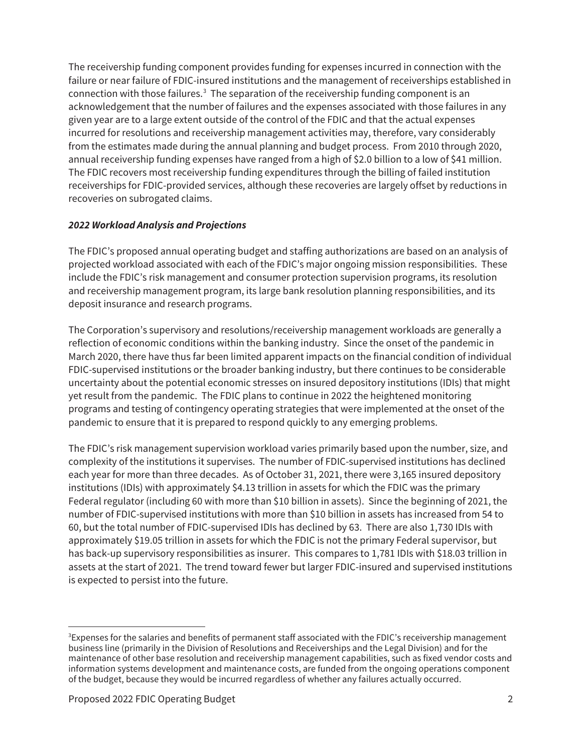The receivership funding component provides funding for expenses incurred in connection with the failure or near failure of FDIC-insured institutions and the management of receiverships established in connection with those failures.[3] The separation of the receivership funding component is an acknowledgement that the number of failures and the expenses associated with those failures in any given year are to a large extent outside of the control of the FDIC and that the actual expenses incurred for resolutions and receivership management activities may, therefore, vary considerably from the estimates made during the annual planning and budget process. From 2010 through 2020, annual receivership funding expenses have ranged from a high of $2.0 billion to a low of $41 million. The FDIC recovers most receivership funding expenditures through the billing of failed institution receiverships for FDIC-provided services, although these recoveries are largely offset by reductions in recoveries on subrogated claims.

***2022 Workload Analysis and Projections***

The FDIC's proposed annual operating budget and staffing authorizations are based on an analysis of projected workload associated with each of the FDIC's major ongoing mission responsibilities. These include the FDIC's risk management and consumer protection supervision programs, its resolution and receivership management program, its large bank resolution planning responsibilities, and its deposit insurance and research programs.

The Corporation's supervisory and resolutions/receivership management workloads are generally a reflection of economic conditions within the banking industry. Since the onset of the pandemic in March 2020, there have thus far been limited apparent impacts on the financial condition of individual FDIC-supervised institutions or the broader banking industry, but there continues to be considerable uncertainty about the potential economic stresses on insured depository institutions (IDIs) that might yet result from the pandemic. The FDIC plans to continue in 2022 the heightened monitoring programs and testing of contingency operating strategies that were implemented at the onset of the pandemic to ensure that it is prepared to respond quickly to any emerging problems.

The FDIC's risk management supervision workload varies primarily based upon the number, size, and complexity of the institutions it supervises. The number of FDIC-supervised institutions has declined each year for more than three decades. As of October 31, 2021, there were 3,165 insured depository institutions (IDIs) with approximately $4.13 trillion in assets for which the FDIC was the primary Federal regulator (including 60 with more than $10 billion in assets). Since the beginning of 2021, the number of FDIC-supervised institutions with more than $10 billion in assets has increased from 54 to 60, but the total number of FDIC-supervised IDIs has declined by 63. There are also 1,730 IDIs with approximately $19.05 trillion in assets for which the FDIC is not the primary Federal supervisor, but has back-up supervisory responsibilities as insurer. This compares to 1,781 IDIs with $18.03 trillion in assets at the start of 2021. The trend toward fewer but larger FDIC-insured and supervised institutions is expected to persist into the future.

---

[3] Expenses for the salaries and benefits of permanent staff associated with the FDIC's receivership management business line (primarily in the Division of Resolutions and Receiverships and the Legal Division) and for the maintenance of other base resolution and receivership management capabilities, such as fixed vendor costs and information systems development and maintenance costs, are funded from the ongoing operations component of the budget, because they would be incurred regardless of whether any failures actually occurred.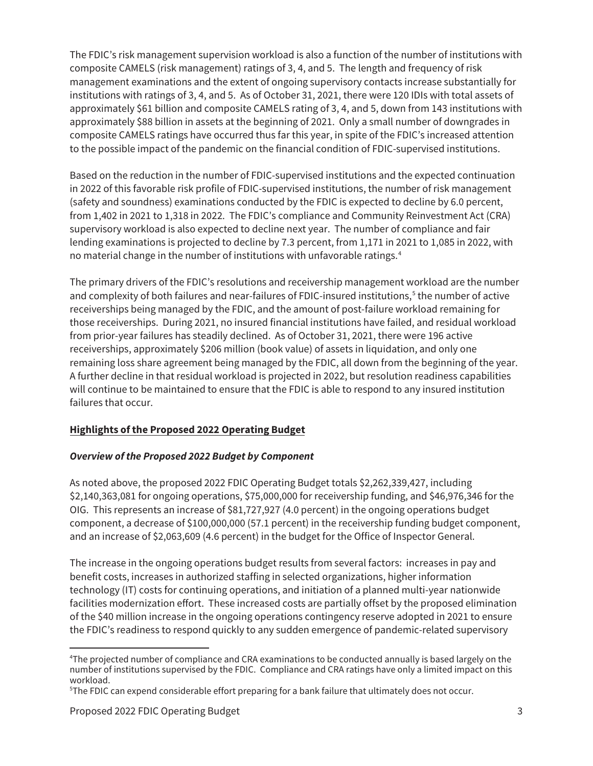The FDIC's risk management supervision workload is also a function of the number of institutions with composite CAMELS (risk management) ratings of 3, 4, and 5. The length and frequency of risk management examinations and the extent of ongoing supervisory contacts increase substantially for institutions with ratings of 3, 4, and 5. As of October 31, 2021, there were 120 IDIs with total assets of approximately $61 billion and composite CAMELS rating of 3, 4, and 5, down from 143 institutions with approximately $88 billion in assets at the beginning of 2021. Only a small number of downgrades in composite CAMELS ratings have occurred thus far this year, in spite of the FDIC's increased attention to the possible impact of the pandemic on the financial condition of FDIC-supervised institutions.

Based on the reduction in the number of FDIC-supervised institutions and the expected continuation in 2022 of this favorable risk profile of FDIC-supervised institutions, the number of risk management (safety and soundness) examinations conducted by the FDIC is expected to decline by 6.0 percent, from 1,402 in 2021 to 1,318 in 2022. The FDIC's compliance and Community Reinvestment Act (CRA) supervisory workload is also expected to decline next year. The number of compliance and fair lending examinations is projected to decline by 7.3 percent, from 1,171 in 2021 to 1,085 in 2022, with no material change in the number of institutions with unfavorable ratings.[4]

The primary drivers of the FDIC's resolutions and receivership management workload are the number and complexity of both failures and near-failures of FDIC-insured institutions,[5] the number of active receiverships being managed by the FDIC, and the amount of post-failure workload remaining for those receiverships. During 2021, no insured financial institutions have failed, and residual workload from prior-year failures has steadily declined. As of October 31, 2021, there were 196 active receiverships, approximately $206 million (book value) of assets in liquidation, and only one remaining loss share agreement being managed by the FDIC, all down from the beginning of the year. A further decline in that residual workload is projected in 2022, but resolution readiness capabilities will continue to be maintained to ensure that the FDIC is able to respond to any insured institution failures that occur.

## Highlights of the Proposed 2022 Operating Budget

### *Overview of the Proposed 2022 Budget by Component*

As noted above, the proposed 2022 FDIC Operating Budget totals $2,262,339,427, including $2,140,363,081 for ongoing operations, $75,000,000 for receivership funding, and $46,976,346 for the OIG. This represents an increase of $81,727,927 (4.0 percent) in the ongoing operations budget component, a decrease of $100,000,000 (57.1 percent) in the receivership funding budget component, and an increase of $2,063,609 (4.6 percent) in the budget for the Office of Inspector General.

The increase in the ongoing operations budget results from several factors: increases in pay and benefit costs, increases in authorized staffing in selected organizations, higher information technology (IT) costs for continuing operations, and initiation of a planned multi-year nationwide facilities modernization effort. These increased costs are partially offset by the proposed elimination of the $40 million increase in the ongoing operations contingency reserve adopted in 2021 to ensure the FDIC's readiness to respond quickly to any sudden emergence of pandemic-related supervisory

---

[4] The projected number of compliance and CRA examinations to be conducted annually is based largely on the number of institutions supervised by the FDIC. Compliance and CRA ratings have only a limited impact on this workload.

[5] The FDIC can expend considerable effort preparing for a bank failure that ultimately does not occur.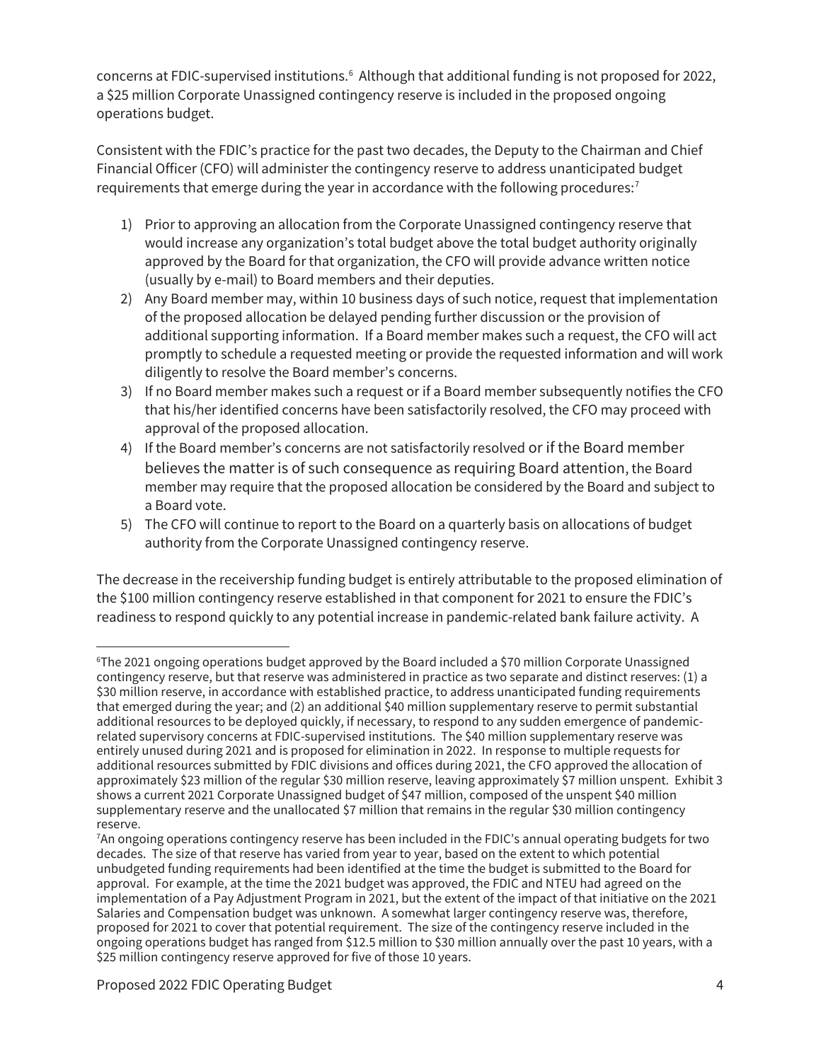concerns at FDIC-supervised institutions.[6] Although that additional funding is not proposed for 2022, a $25 million Corporate Unassigned contingency reserve is included in the proposed ongoing operations budget.

Consistent with the FDIC's practice for the past two decades, the Deputy to the Chairman and Chief Financial Officer (CFO) will administer the contingency reserve to address unanticipated budget requirements that emerge during the year in accordance with the following procedures:[7]

1) Prior to approving an allocation from the Corporate Unassigned contingency reserve that would increase any organization's total budget above the total budget authority originally approved by the Board for that organization, the CFO will provide advance written notice (usually by e-mail) to Board members and their deputies.
2) Any Board member may, within 10 business days of such notice, request that implementation of the proposed allocation be delayed pending further discussion or the provision of additional supporting information. If a Board member makes such a request, the CFO will act promptly to schedule a requested meeting or provide the requested information and will work diligently to resolve the Board member's concerns.
3) If no Board member makes such a request or if a Board member subsequently notifies the CFO that his/her identified concerns have been satisfactorily resolved, the CFO may proceed with approval of the proposed allocation.
4) If the Board member's concerns are not satisfactorily resolved or if the Board member believes the matter is of such consequence as requiring Board attention, the Board member may require that the proposed allocation be considered by the Board and subject to a Board vote.
5) The CFO will continue to report to the Board on a quarterly basis on allocations of budget authority from the Corporate Unassigned contingency reserve.

The decrease in the receivership funding budget is entirely attributable to the proposed elimination of the $100 million contingency reserve established in that component for 2021 to ensure the FDIC's readiness to respond quickly to any potential increase in pandemic-related bank failure activity. A

---

[6]The 2021 ongoing operations budget approved by the Board included a $70 million Corporate Unassigned contingency reserve, but that reserve was administered in practice as two separate and distinct reserves: (1) a $30 million reserve, in accordance with established practice, to address unanticipated funding requirements that emerged during the year; and (2) an additional $40 million supplementary reserve to permit substantial additional resources to be deployed quickly, if necessary, to respond to any sudden emergence of pandemic-related supervisory concerns at FDIC-supervised institutions. The $40 million supplementary reserve was entirely unused during 2021 and is proposed for elimination in 2022. In response to multiple requests for additional resources submitted by FDIC divisions and offices during 2021, the CFO approved the allocation of approximately $23 million of the regular $30 million reserve, leaving approximately $7 million unspent. Exhibit 3 shows a current 2021 Corporate Unassigned budget of $47 million, composed of the unspent $40 million supplementary reserve and the unallocated $7 million that remains in the regular $30 million contingency reserve.

[7]An ongoing operations contingency reserve has been included in the FDIC's annual operating budgets for two decades. The size of that reserve has varied from year to year, based on the extent to which potential unbudgeted funding requirements had been identified at the time the budget is submitted to the Board for approval. For example, at the time the 2021 budget was approved, the FDIC and NTEU had agreed on the implementation of a Pay Adjustment Program in 2021, but the extent of the impact of that initiative on the 2021 Salaries and Compensation budget was unknown. A somewhat larger contingency reserve was, therefore, proposed for 2021 to cover that potential requirement. The size of the contingency reserve included in the ongoing operations budget has ranged from $12.5 million to $30 million annually over the past 10 years, with a $25 million contingency reserve approved for five of those 10 years.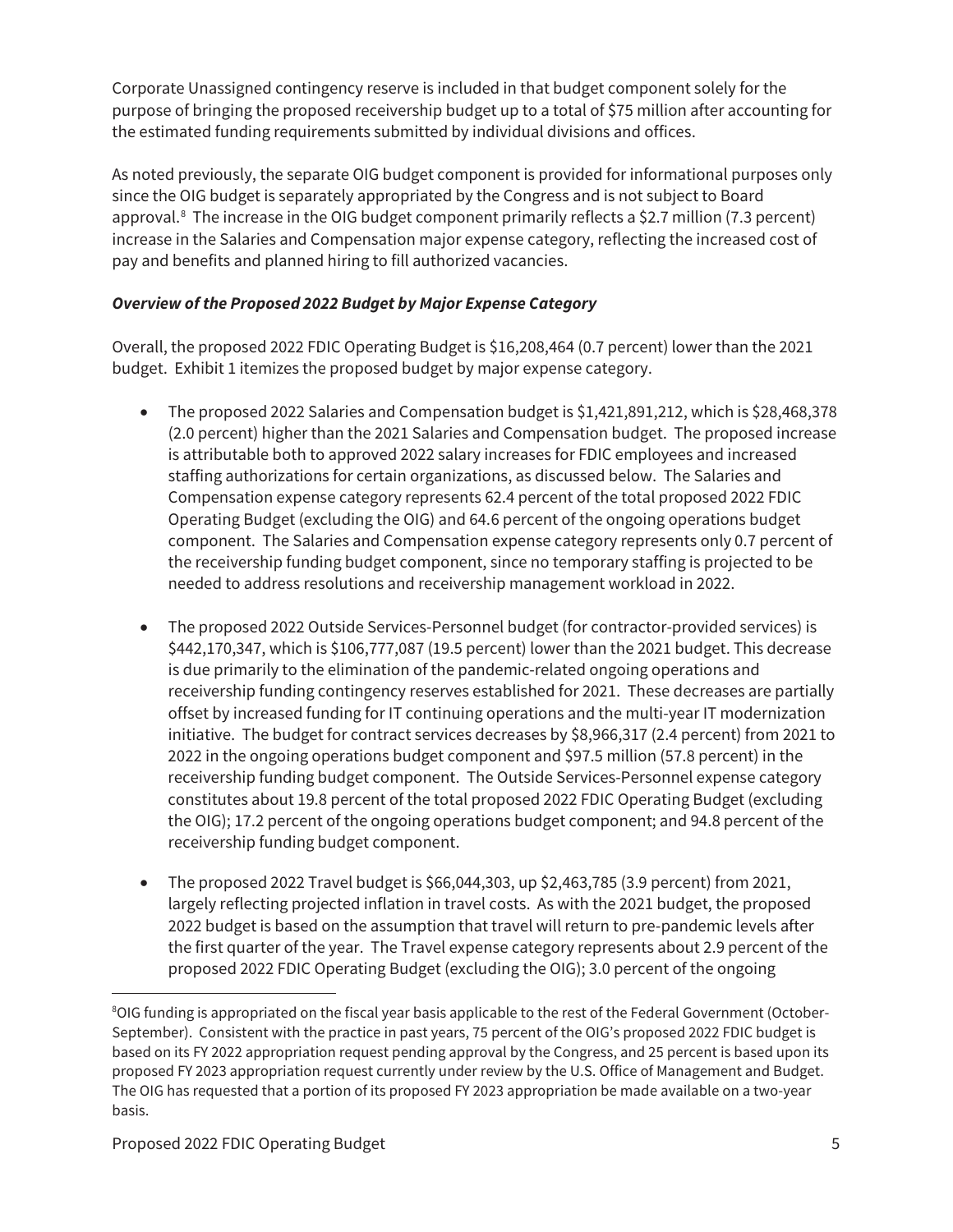Corporate Unassigned contingency reserve is included in that budget component solely for the purpose of bringing the proposed receivership budget up to a total of $75 million after accounting for the estimated funding requirements submitted by individual divisions and offices.

As noted previously, the separate OIG budget component is provided for informational purposes only since the OIG budget is separately appropriated by the Congress and is not subject to Board approval.[8] The increase in the OIG budget component primarily reflects a $2.7 million (7.3 percent) increase in the Salaries and Compensation major expense category, reflecting the increased cost of pay and benefits and planned hiring to fill authorized vacancies.

***Overview of the Proposed 2022 Budget by Major Expense Category***

Overall, the proposed 2022 FDIC Operating Budget is $16,208,464 (0.7 percent) lower than the 2021 budget. Exhibit 1 itemizes the proposed budget by major expense category.

- The proposed 2022 Salaries and Compensation budget is $1,421,891,212, which is $28,468,378 (2.0 percent) higher than the 2021 Salaries and Compensation budget. The proposed increase is attributable both to approved 2022 salary increases for FDIC employees and increased staffing authorizations for certain organizations, as discussed below. The Salaries and Compensation expense category represents 62.4 percent of the total proposed 2022 FDIC Operating Budget (excluding the OIG) and 64.6 percent of the ongoing operations budget component. The Salaries and Compensation expense category represents only 0.7 percent of the receivership funding budget component, since no temporary staffing is projected to be needed to address resolutions and receivership management workload in 2022.

- The proposed 2022 Outside Services-Personnel budget (for contractor-provided services) is $442,170,347, which is $106,777,087 (19.5 percent) lower than the 2021 budget. This decrease is due primarily to the elimination of the pandemic-related ongoing operations and receivership funding contingency reserves established for 2021. These decreases are partially offset by increased funding for IT continuing operations and the multi-year IT modernization initiative. The budget for contract services decreases by $8,966,317 (2.4 percent) from 2021 to 2022 in the ongoing operations budget component and $97.5 million (57.8 percent) in the receivership funding budget component. The Outside Services-Personnel expense category constitutes about 19.8 percent of the total proposed 2022 FDIC Operating Budget (excluding the OIG); 17.2 percent of the ongoing operations budget component; and 94.8 percent of the receivership funding budget component.

- The proposed 2022 Travel budget is $66,044,303, up $2,463,785 (3.9 percent) from 2021, largely reflecting projected inflation in travel costs. As with the 2021 budget, the proposed 2022 budget is based on the assumption that travel will return to pre-pandemic levels after the first quarter of the year. The Travel expense category represents about 2.9 percent of the proposed 2022 FDIC Operating Budget (excluding the OIG); 3.0 percent of the ongoing

[8] OIG funding is appropriated on the fiscal year basis applicable to the rest of the Federal Government (October-September). Consistent with the practice in past years, 75 percent of the OIG's proposed 2022 FDIC budget is based on its FY 2022 appropriation request pending approval by the Congress, and 25 percent is based upon its proposed FY 2023 appropriation request currently under review by the U.S. Office of Management and Budget. The OIG has requested that a portion of its proposed FY 2023 appropriation be made available on a two-year basis.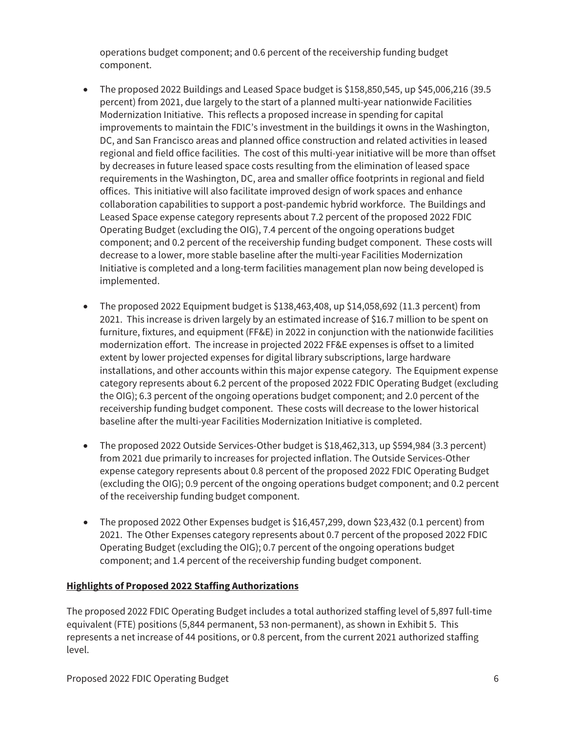operations budget component; and 0.6 percent of the receivership funding budget component.

- The proposed 2022 Buildings and Leased Space budget is $158,850,545, up $45,006,216 (39.5 percent) from 2021, due largely to the start of a planned multi-year nationwide Facilities Modernization Initiative. This reflects a proposed increase in spending for capital improvements to maintain the FDIC's investment in the buildings it owns in the Washington, DC, and San Francisco areas and planned office construction and related activities in leased regional and field office facilities. The cost of this multi-year initiative will be more than offset by decreases in future leased space costs resulting from the elimination of leased space requirements in the Washington, DC, area and smaller office footprints in regional and field offices. This initiative will also facilitate improved design of work spaces and enhance collaboration capabilities to support a post-pandemic hybrid workforce. The Buildings and Leased Space expense category represents about 7.2 percent of the proposed 2022 FDIC Operating Budget (excluding the OIG), 7.4 percent of the ongoing operations budget component; and 0.2 percent of the receivership funding budget component. These costs will decrease to a lower, more stable baseline after the multi-year Facilities Modernization Initiative is completed and a long-term facilities management plan now being developed is implemented.

- The proposed 2022 Equipment budget is $138,463,408, up $14,058,692 (11.3 percent) from 2021. This increase is driven largely by an estimated increase of $16.7 million to be spent on furniture, fixtures, and equipment (FF&E) in 2022 in conjunction with the nationwide facilities modernization effort. The increase in projected 2022 FF&E expenses is offset to a limited extent by lower projected expenses for digital library subscriptions, large hardware installations, and other accounts within this major expense category. The Equipment expense category represents about 6.2 percent of the proposed 2022 FDIC Operating Budget (excluding the OIG); 6.3 percent of the ongoing operations budget component; and 2.0 percent of the receivership funding budget component. These costs will decrease to the lower historical baseline after the multi-year Facilities Modernization Initiative is completed.

- The proposed 2022 Outside Services-Other budget is $18,462,313, up $594,984 (3.3 percent) from 2021 due primarily to increases for projected inflation. The Outside Services-Other expense category represents about 0.8 percent of the proposed 2022 FDIC Operating Budget (excluding the OIG); 0.9 percent of the ongoing operations budget component; and 0.2 percent of the receivership funding budget component.

- The proposed 2022 Other Expenses budget is $16,457,299, down $23,432 (0.1 percent) from 2021. The Other Expenses category represents about 0.7 percent of the proposed 2022 FDIC Operating Budget (excluding the OIG); 0.7 percent of the ongoing operations budget component; and 1.4 percent of the receivership funding budget component.

**Highlights of Proposed 2022 Staffing Authorizations**

The proposed 2022 FDIC Operating Budget includes a total authorized staffing level of 5,897 full-time equivalent (FTE) positions (5,844 permanent, 53 non-permanent), as shown in Exhibit 5. This represents a net increase of 44 positions, or 0.8 percent, from the current 2021 authorized staffing level.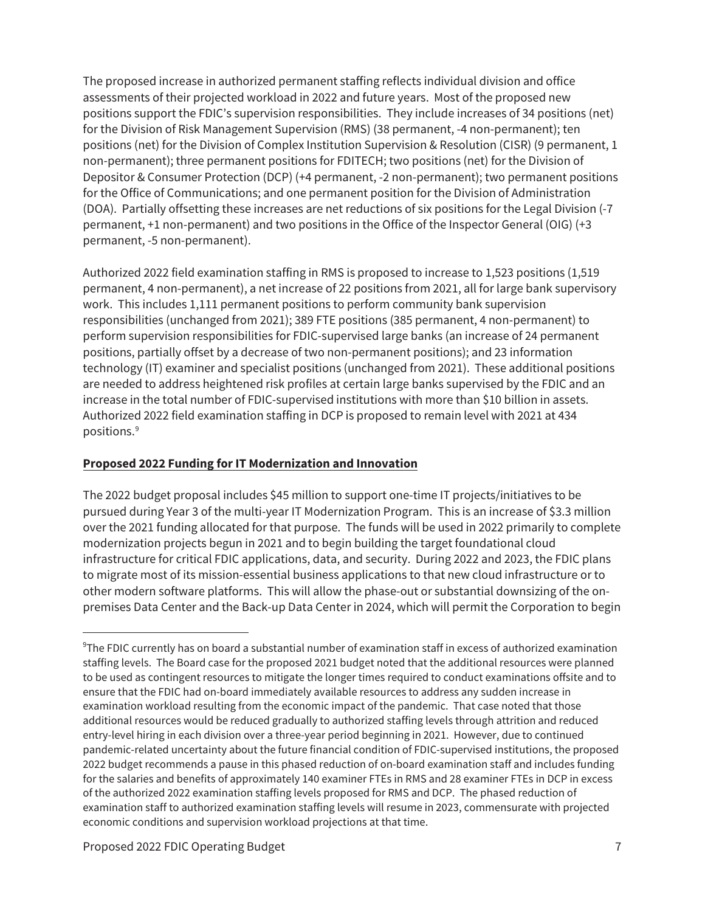The proposed increase in authorized permanent staffing reflects individual division and office assessments of their projected workload in 2022 and future years. Most of the proposed new positions support the FDIC's supervision responsibilities. They include increases of 34 positions (net) for the Division of Risk Management Supervision (RMS) (38 permanent, -4 non-permanent); ten positions (net) for the Division of Complex Institution Supervision & Resolution (CISR) (9 permanent, 1 non-permanent); three permanent positions for FDITECH; two positions (net) for the Division of Depositor & Consumer Protection (DCP) (+4 permanent, -2 non-permanent); two permanent positions for the Office of Communications; and one permanent position for the Division of Administration (DOA). Partially offsetting these increases are net reductions of six positions for the Legal Division (-7 permanent, +1 non-permanent) and two positions in the Office of the Inspector General (OIG) (+3 permanent, -5 non-permanent).

Authorized 2022 field examination staffing in RMS is proposed to increase to 1,523 positions (1,519 permanent, 4 non-permanent), a net increase of 22 positions from 2021, all for large bank supervisory work. This includes 1,111 permanent positions to perform community bank supervision responsibilities (unchanged from 2021); 389 FTE positions (385 permanent, 4 non-permanent) to perform supervision responsibilities for FDIC-supervised large banks (an increase of 24 permanent positions, partially offset by a decrease of two non-permanent positions); and 23 information technology (IT) examiner and specialist positions (unchanged from 2021). These additional positions are needed to address heightened risk profiles at certain large banks supervised by the FDIC and an increase in the total number of FDIC-supervised institutions with more than $10 billion in assets. Authorized 2022 field examination staffing in DCP is proposed to remain level with 2021 at 434 positions.[9]

**Proposed 2022 Funding for IT Modernization and Innovation**

The 2022 budget proposal includes $45 million to support one-time IT projects/initiatives to be pursued during Year 3 of the multi-year IT Modernization Program. This is an increase of $3.3 million over the 2021 funding allocated for that purpose. The funds will be used in 2022 primarily to complete modernization projects begun in 2021 and to begin building the target foundational cloud infrastructure for critical FDIC applications, data, and security. During 2022 and 2023, the FDIC plans to migrate most of its mission-essential business applications to that new cloud infrastructure or to other modern software platforms. This will allow the phase-out or substantial downsizing of the on-premises Data Center and the Back-up Data Center in 2024, which will permit the Corporation to begin

[9] The FDIC currently has on board a substantial number of examination staff in excess of authorized examination staffing levels. The Board case for the proposed 2021 budget noted that the additional resources were planned to be used as contingent resources to mitigate the longer times required to conduct examinations offsite and to ensure that the FDIC had on-board immediately available resources to address any sudden increase in examination workload resulting from the economic impact of the pandemic. That case noted that those additional resources would be reduced gradually to authorized staffing levels through attrition and reduced entry-level hiring in each division over a three-year period beginning in 2021. However, due to continued pandemic-related uncertainty about the future financial condition of FDIC-supervised institutions, the proposed 2022 budget recommends a pause in this phased reduction of on-board examination staff and includes funding for the salaries and benefits of approximately 140 examiner FTEs in RMS and 28 examiner FTEs in DCP in excess of the authorized 2022 examination staffing levels proposed for RMS and DCP. The phased reduction of examination staff to authorized examination staffing levels will resume in 2023, commensurate with projected economic conditions and supervision workload projections at that time.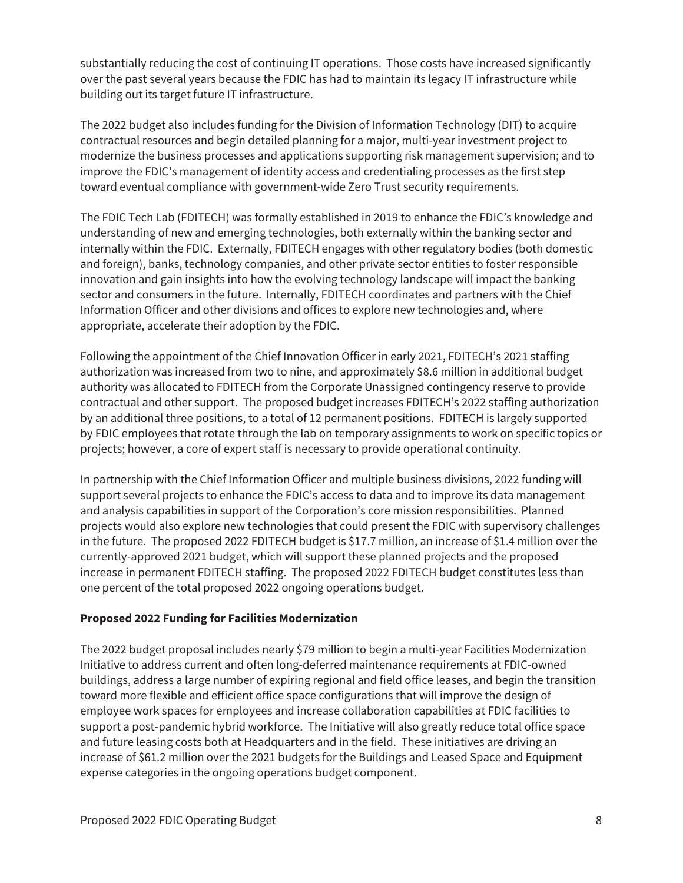substantially reducing the cost of continuing IT operations. Those costs have increased significantly over the past several years because the FDIC has had to maintain its legacy IT infrastructure while building out its target future IT infrastructure.

The 2022 budget also includes funding for the Division of Information Technology (DIT) to acquire contractual resources and begin detailed planning for a major, multi-year investment project to modernize the business processes and applications supporting risk management supervision; and to improve the FDIC's management of identity access and credentialing processes as the first step toward eventual compliance with government-wide Zero Trust security requirements.

The FDIC Tech Lab (FDITECH) was formally established in 2019 to enhance the FDIC's knowledge and understanding of new and emerging technologies, both externally within the banking sector and internally within the FDIC. Externally, FDITECH engages with other regulatory bodies (both domestic and foreign), banks, technology companies, and other private sector entities to foster responsible innovation and gain insights into how the evolving technology landscape will impact the banking sector and consumers in the future. Internally, FDITECH coordinates and partners with the Chief Information Officer and other divisions and offices to explore new technologies and, where appropriate, accelerate their adoption by the FDIC.

Following the appointment of the Chief Innovation Officer in early 2021, FDITECH's 2021 staffing authorization was increased from two to nine, and approximately $8.6 million in additional budget authority was allocated to FDITECH from the Corporate Unassigned contingency reserve to provide contractual and other support. The proposed budget increases FDITECH's 2022 staffing authorization by an additional three positions, to a total of 12 permanent positions. FDITECH is largely supported by FDIC employees that rotate through the lab on temporary assignments to work on specific topics or projects; however, a core of expert staff is necessary to provide operational continuity.

In partnership with the Chief Information Officer and multiple business divisions, 2022 funding will support several projects to enhance the FDIC's access to data and to improve its data management and analysis capabilities in support of the Corporation's core mission responsibilities. Planned projects would also explore new technologies that could present the FDIC with supervisory challenges in the future. The proposed 2022 FDITECH budget is $17.7 million, an increase of $1.4 million over the currently-approved 2021 budget, which will support these planned projects and the proposed increase in permanent FDITECH staffing. The proposed 2022 FDITECH budget constitutes less than one percent of the total proposed 2022 ongoing operations budget.

## Proposed 2022 Funding for Facilities Modernization

The 2022 budget proposal includes nearly $79 million to begin a multi-year Facilities Modernization Initiative to address current and often long-deferred maintenance requirements at FDIC-owned buildings, address a large number of expiring regional and field office leases, and begin the transition toward more flexible and efficient office space configurations that will improve the design of employee work spaces for employees and increase collaboration capabilities at FDIC facilities to support a post-pandemic hybrid workforce. The Initiative will also greatly reduce total office space and future leasing costs both at Headquarters and in the field. These initiatives are driving an increase of $61.2 million over the 2021 budgets for the Buildings and Leased Space and Equipment expense categories in the ongoing operations budget component.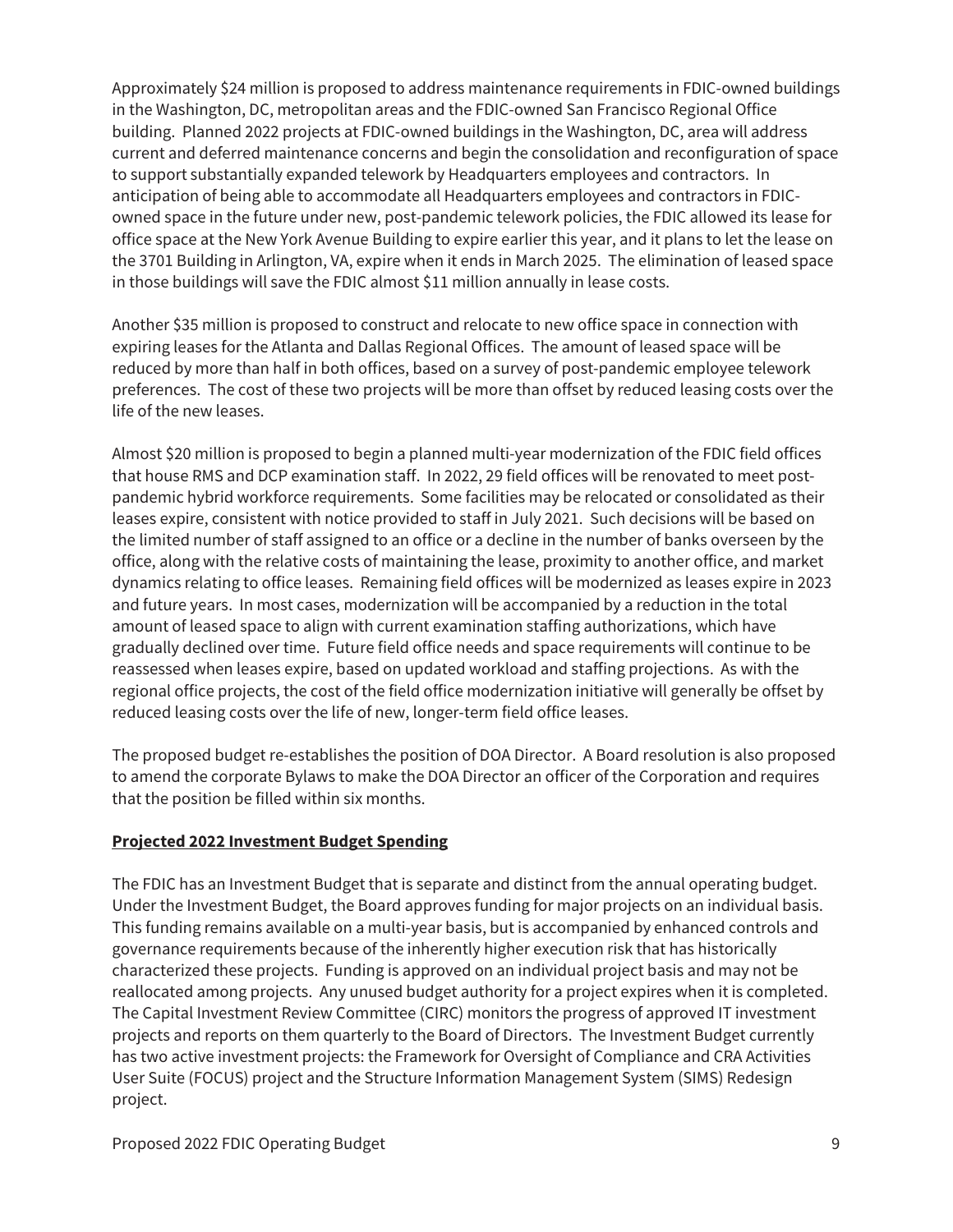Approximately $24 million is proposed to address maintenance requirements in FDIC-owned buildings in the Washington, DC, metropolitan areas and the FDIC-owned San Francisco Regional Office building. Planned 2022 projects at FDIC-owned buildings in the Washington, DC, area will address current and deferred maintenance concerns and begin the consolidation and reconfiguration of space to support substantially expanded telework by Headquarters employees and contractors. In anticipation of being able to accommodate all Headquarters employees and contractors in FDIC-owned space in the future under new, post-pandemic telework policies, the FDIC allowed its lease for office space at the New York Avenue Building to expire earlier this year, and it plans to let the lease on the 3701 Building in Arlington, VA, expire when it ends in March 2025. The elimination of leased space in those buildings will save the FDIC almost $11 million annually in lease costs.

Another $35 million is proposed to construct and relocate to new office space in connection with expiring leases for the Atlanta and Dallas Regional Offices. The amount of leased space will be reduced by more than half in both offices, based on a survey of post-pandemic employee telework preferences. The cost of these two projects will be more than offset by reduced leasing costs over the life of the new leases.

Almost $20 million is proposed to begin a planned multi-year modernization of the FDIC field offices that house RMS and DCP examination staff. In 2022, 29 field offices will be renovated to meet post-pandemic hybrid workforce requirements. Some facilities may be relocated or consolidated as their leases expire, consistent with notice provided to staff in July 2021. Such decisions will be based on the limited number of staff assigned to an office or a decline in the number of banks overseen by the office, along with the relative costs of maintaining the lease, proximity to another office, and market dynamics relating to office leases. Remaining field offices will be modernized as leases expire in 2023 and future years. In most cases, modernization will be accompanied by a reduction in the total amount of leased space to align with current examination staffing authorizations, which have gradually declined over time. Future field office needs and space requirements will continue to be reassessed when leases expire, based on updated workload and staffing projections. As with the regional office projects, the cost of the field office modernization initiative will generally be offset by reduced leasing costs over the life of new, longer-term field office leases.

The proposed budget re-establishes the position of DOA Director. A Board resolution is also proposed to amend the corporate Bylaws to make the DOA Director an officer of the Corporation and requires that the position be filled within six months.

## Projected 2022 Investment Budget Spending

The FDIC has an Investment Budget that is separate and distinct from the annual operating budget. Under the Investment Budget, the Board approves funding for major projects on an individual basis. This funding remains available on a multi-year basis, but is accompanied by enhanced controls and governance requirements because of the inherently higher execution risk that has historically characterized these projects. Funding is approved on an individual project basis and may not be reallocated among projects. Any unused budget authority for a project expires when it is completed. The Capital Investment Review Committee (CIRC) monitors the progress of approved IT investment projects and reports on them quarterly to the Board of Directors. The Investment Budget currently has two active investment projects: the Framework for Oversight of Compliance and CRA Activities User Suite (FOCUS) project and the Structure Information Management System (SIMS) Redesign project.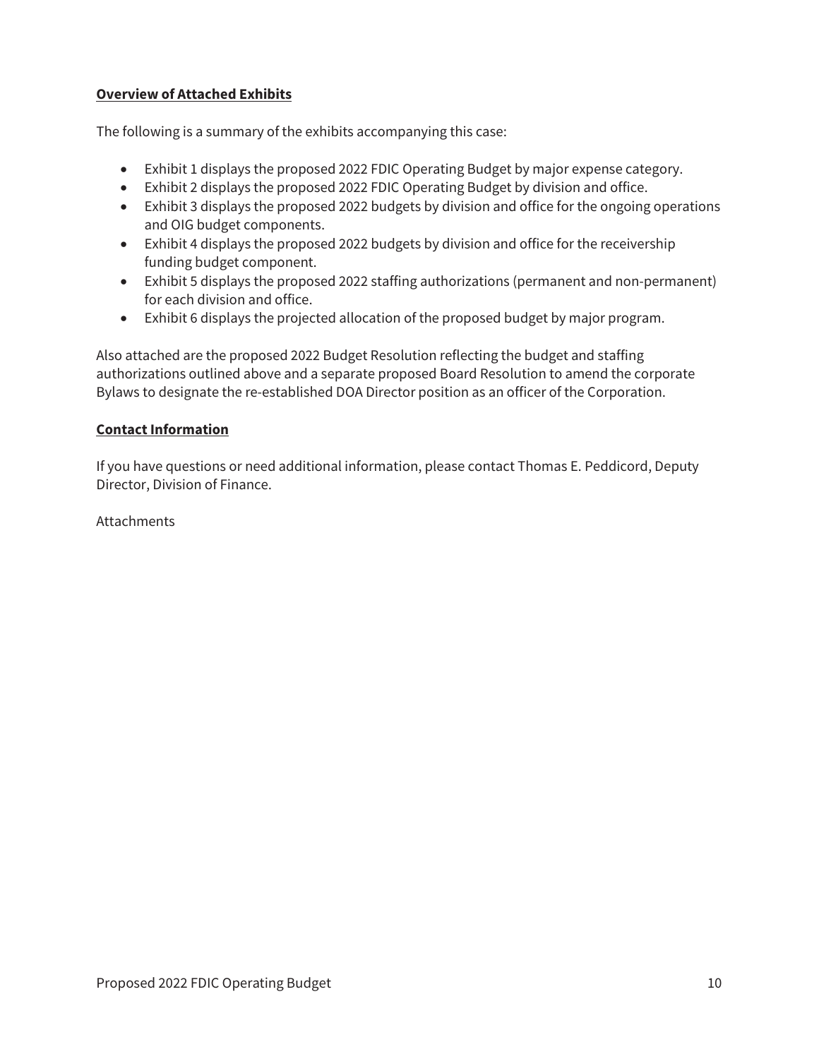**Overview of Attached Exhibits**

The following is a summary of the exhibits accompanying this case:

- Exhibit 1 displays the proposed 2022 FDIC Operating Budget by major expense category.
- Exhibit 2 displays the proposed 2022 FDIC Operating Budget by division and office.
- Exhibit 3 displays the proposed 2022 budgets by division and office for the ongoing operations and OIG budget components.
- Exhibit 4 displays the proposed 2022 budgets by division and office for the receivership funding budget component.
- Exhibit 5 displays the proposed 2022 staffing authorizations (permanent and non-permanent) for each division and office.
- Exhibit 6 displays the projected allocation of the proposed budget by major program.

Also attached are the proposed 2022 Budget Resolution reflecting the budget and staffing authorizations outlined above and a separate proposed Board Resolution to amend the corporate Bylaws to designate the re-established DOA Director position as an officer of the Corporation.

**Contact Information**

If you have questions or need additional information, please contact Thomas E. Peddicord, Deputy Director, Division of Finance.

Attachments